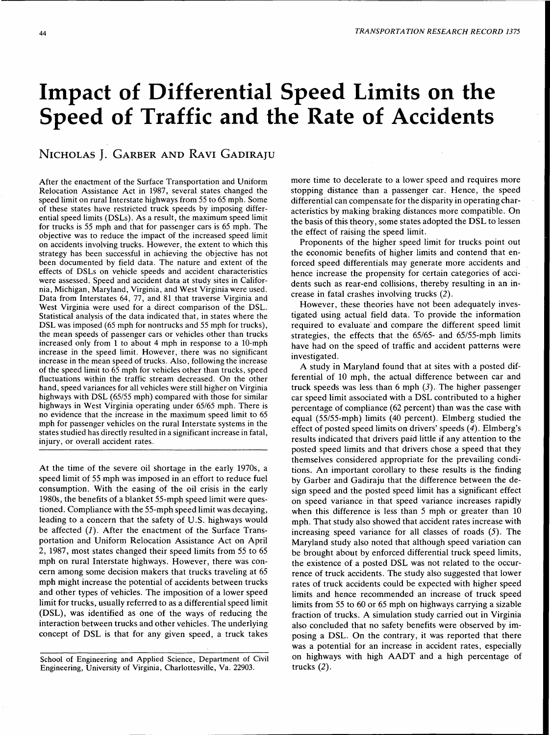# Impact of Differential Speed Limits on the Speed of Traffic and the Rate of Accidents

NICHOLAS J. GARBER AND RAVI GADIRAJU

After the enactment of the Surface Transportation and Uniform Relocation Assistance Act in 1987, several states changed the speed limit on rural Interstate highways from 55 to 65 mph. Some of these states have restricted truck speeds by imposing differential speed limits (DSLs). As a result, the maximum speed limit for trucks is 55 mph and that for passenger cars is 65 mph. The objective was to reduce the impact of the increased speed limit on accidents involving trucks. However, the extent to which this strategy has been successful in achieving the objective has not been documented by field data. The nature and extent of the effects of DSLs on vehicle speeds and accident characteristics were assessed. Speed and accident data at study sites in California, Michigan, Maryland, Virginia, and West Virginia were used. Data from Interstates 64, 77, and 81 that traverse Virginia and West Virginia were used for a direct comparison of the DSL. Statistical analysis of the data indicated that, in states where the DSL was imposed (65 mph for nontrucks and 55 mph for trucks), the mean speeds of passenger cars or vehicles other than trucks increased only from 1 to about 4 mph in response to a 10-mph increase in the speed limit. However, there was no significant increase in the mean speed of trucks. Also, following the increase of the speed limit to 65 mph for vehicles other than trucks, speed fluctuations within the traffic stream decreased. On the other hand, speed variances for all vehicles were still higher on Virginia highways with DSL (65/55 mph) compared with those for similar highways in West Virginia operating under 65/65 mph. There is no evidence that the increase in the maximum speed limit to 65 mph for passenger vehicles on the rural Interstate systems in the states studied has directly resulted in a significant increase in fatal, injury, or overall accident rates.

At the time of the severe oil shortage in the early 1970s, a speed limit of 55 mph was imposed in an effort to reduce fuel consumption. With the easing of the oil crisis in the early 1980s, the benefits of a blanket 55-mph speed limit were questioned. Compliance with the 55-mph speed limit was decaying, leading to a concern that the safety of U.S. highways would be affected (1). After the enactment of the Surface Transportation and Uniform Relocation Assistance Act on April 2, 1987, most states changed their speed limits from 55 to 65 mph on rural Interstate highways. However, there was concern among some decision makers that trucks traveling at 65 mph might increase the potential of accidents between trucks and other types of vehicles. The imposition of a lower speed limit for trucks, usually referred to as a differential speed limit (DSL), was identified as one of the ways of reducing the interaction between trucks and other vehicles. The underlying concept of DSL is that for any given speed, a truck takes more time to decelerate to a lower speed and requires more stopping distance than a passenger car. Hence, the speed differential can compensate for the disparity in operating characteristics by making braking distances more compatible. On the basis of this theory, some states adopted the DSL to lessen the effect of raising the speed limit.

Proponents of the higher speed limit for trucks point out the economic benefits of higher limits and contend that enforced speed differentials may generate more accidents and hence increase the propensity for certain categories of accidents such as rear-end collisions, thereby resulting in an increase in fatal crashes involving trucks (2).

However, these theories have not been adequately investigated using actual field data. To provide the information required to evaluate and compare the different speed limit strategies, the effects that the 65/65- and 65/55-mph limits have had on the speed of traffic and accident patterns were investigated.

A study in Maryland found that at sites with a posted differential of 10 mph, the actual difference between car and truck speeds was less than 6 mph (3). The higher passenger car speed limit associated with a DSL contributed to a higher percentage of compliance (62 percent) than was the case with equal (55/55-mph) limits (40 percent). Elmberg studied the effect of posted speed limits on drivers' speeds (4). Elmberg's results indicated that drivers paid little if any attention to the posted speed limits and that drivers chose a speed that they themselves considered appropriate for the prevailing conditions. An important corollary to these results is the finding by Garber and Gadiraju that the difference between the design speed and the posted speed limit has a significant effect on speed variance in that speed variance increases rapidly when this difference is less than 5 mph or greater than 10 mph. That study also showed that accident rates increase with increasing speed variance for all classes of roads (5). The Maryland study also noted that although speed variation can be brought about by enforced differential truck speed limits, the existence of a posted DSL was not related to the occurrence of truck accidents. The study also suggested that lower rates of truck accidents could be expected with higher speed limits and hence recommended an increase of truck speed limits from 55 to 60 or 65 mph on highways carrying a sizable fraction of trucks. A simulation study carried out in Virginia also concluded that no safety benefits were observed by imposing a DSL. On the contrary, it was reported that there was a potential for an increase in accident rates, especially on highways with high AADT and a high percentage of trucks (2).

School of Engineering and Applied Science, Department of Civil Engineering, University of Virginia, Charlottesville, Va. 22903.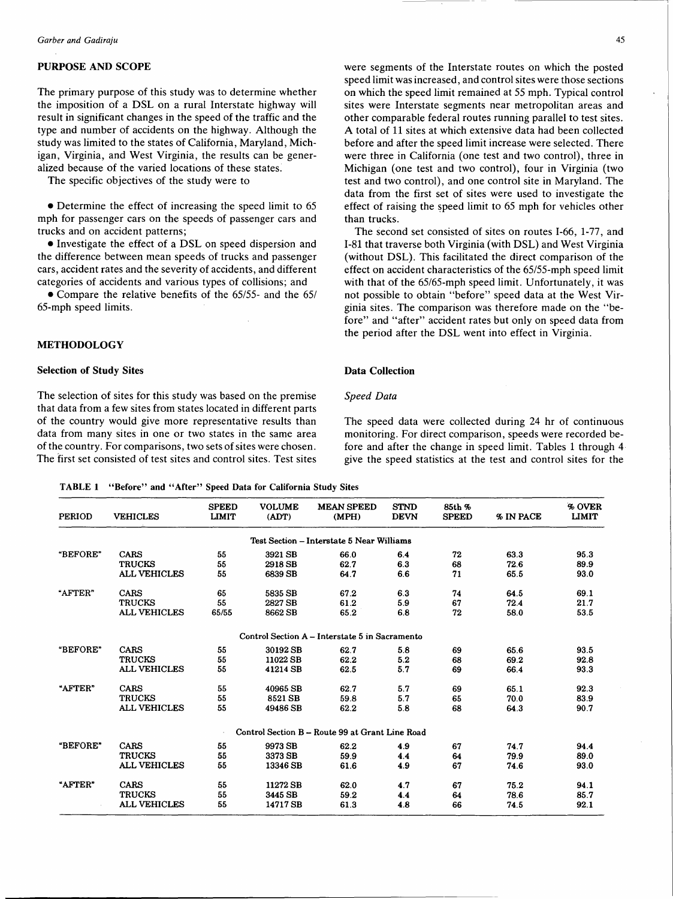## PURPOSE AND SCOPE

The primary purpose of this study was to determine whether the imposition of a DSL on a rural Interstate highway will result in significant changes in the speed of the traffic and the type and number of accidents on the highway. Although the study was limited to the states of California, Maryland, Michigan, Virginia, and West Virginia, the results can be generalized because of the varied locations of these states.

The specific objectives of the study were to

- Determine the effect of increasing the speed limit to 65 mph for passenger cars on the speeds of passenger cars and trucks and on accident patterns;
- Investigate the effect of a DSL on speed dispersion and the difference between mean speeds of trucks and passenger cars, accident rates and the severity of accidents, and different categories of accidents and various types of collisions; and
- Compare the relative benefits of the 65/55- and the 65/65-mph speed limits.

## METHODOLOGY

### Selection of Study Sites

The selection of sites for this study was based on the premise that data from a few sites from states located in different parts of the country would give more representative results than data from many sites in one or two states in the same area of the country. For comparisons, two sets of sites were chosen. The first set consisted of test sites and control sites. Test sites were segments of the Interstate routes on which the posted speed limit was increased, and control sites were those sections on which the speed limit remained at 55 mph. Typical control sites were Interstate segments near metropolitan areas and other comparable federal routes running parallel to test sites. A total of 11 sites at which extensive data had been collected before and after the speed limit increase were selected. There were three in California (one test and two control), three in Michigan (one test and two control), four in Virginia (two test and two control), and one control site in Maryland. The data from the first set of sites were used to investigate the effect of raising the speed limit to 65 mph for vehicles other than trucks.

The second set consisted of sites on routes I-66, 1-77, and I-81 that traverse both Virginia (with DSL) and West Virginia (without DSL). This facilitated the direct comparison of the effect on accident characteristics of the 65/55-mph speed limit with that of the 65/65-mph speed limit. Unfortunately, it was not possible to obtain "before" speed data at the West Virginia sites. The comparison was therefore made on the "before" and "after" accident rates but only on speed data from the period after the DSL went into effect in Virginia.

### Data Collection

*Speed Data*

The speed data were collected during 24 hr of continuous monitoring. For direct comparison, speeds were recorded before and after the change in speed limit. Tables 1 through 4 give the speed statistics at the test and control sites for the

**TABLE 1 "Before" and "After" Speed Data for California Study Sites**

| PERIOD | VEHICLES | SPEED LIMIT | VOLUME (ADT) | MEAN SPEED (MPH) | STND DEVN | 85th % SPEED | % IN PACE | % OVER LIMIT |
|---|---|---|---|---|---|---|---|---|
| | | | Test Section – Interstate 5 Near Williams | | | | | |
| "BEFORE" | CARS | 55 | 3921 SB | 66.0 | 6.4 | 72 | 63.3 | 95.3 |
| | TRUCKS | 55 | 2918 SB | 62.7 | 6.3 | 68 | 72.6 | 89.9 |
| | ALL VEHICLES | 55 | 6839 SB | 64.7 | 6.6 | 71 | 65.5 | 93.0 |
| "AFTER" | CARS | 65 | 5835 SB | 67.2 | 6.3 | 74 | 64.5 | 69.1 |
| | TRUCKS | 55 | 2827 SB | 61.2 | 5.9 | 67 | 72.4 | 21.7 |
| | ALL VEHICLES | 65/55 | 8662 SB | 65.2 | 6.8 | 72 | 58.0 | 53.5 |
| | | | Control Section A – Interstate 5 in Sacramento | | | | | |
| "BEFORE" | CARS | 55 | 30192 SB | 62.7 | 5.8 | 69 | 65.6 | 93.5 |
| | TRUCKS | 55 | 11022 SB | 62.2 | 5.2 | 68 | 69.2 | 92.8 |
| | ALL VEHICLES | 55 | 41214 SB | 62.5 | 5.7 | 69 | 66.4 | 93.3 |
| "AFTER" | CARS | 55 | 40965 SB | 62.7 | 5.7 | 69 | 65.1 | 92.3 |
| | TRUCKS | 55 | 8521 SB | 59.8 | 5.7 | 65 | 70.0 | 83.9 |
| | ALL VEHICLES | 55 | 49486 SB | 62.2 | 5.8 | 68 | 64.3 | 90.7 |
| | | | Control Section B – Route 99 at Grant Line Road | | | | | |
| "BEFORE" | CARS | 55 | 9973 SB | 62.2 | 4.9 | 67 | 74.7 | 94.4 |
| | TRUCKS | 55 | 3373 SB | 59.9 | 4.4 | 64 | 79.9 | 89.0 |
| | ALL VEHICLES | 55 | 13346 SB | 61.6 | 4.9 | 67 | 74.6 | 93.0 |
| "AFTER" | CARS | 55 | 11272 SB | 62.0 | 4.7 | 67 | 75.2 | 94.1 |
| | TRUCKS | 55 | 3445 SB | 59.2 | 4.4 | 64 | 78.6 | 85.7 |
| | ALL VEHICLES | 55 | 14717 SB | 61.3 | 4.8 | 66 | 74.5 | 92.1 |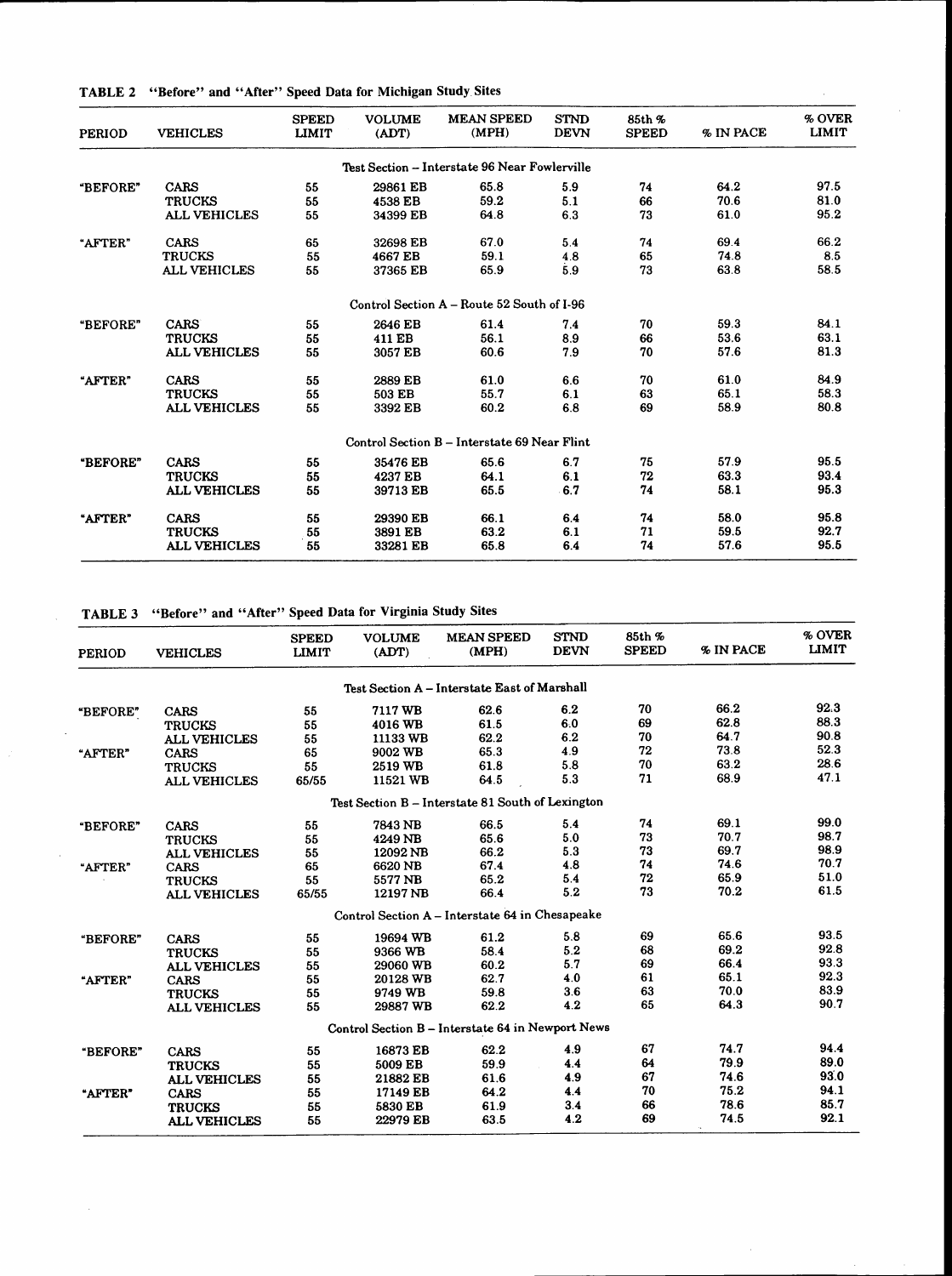**TABLE 2 "Before" and "After" Speed Data for Michigan Study Sites**

| PERIOD | VEHICLES | SPEED LIMIT | VOLUME (ADT) | MEAN SPEED (MPH) | STND DEVN | 85th % SPEED | % IN PACE | % OVER LIMIT |
|---|---|---|---|---|---|---|---|---|
| | | | Test Section – Interstate 96 Near Fowlerville | | | | | |
| "BEFORE" | CARS | 55 | 29861 EB | 65.8 | 5.9 | 74 | 64.2 | 97.5 |
| | TRUCKS | 55 | 4538 EB | 59.2 | 5.1 | 66 | 70.6 | 81.0 |
| | ALL VEHICLES | 55 | 34399 EB | 64.8 | 6.3 | 73 | 61.0 | 95.2 |
| "AFTER" | CARS | 65 | 32698 EB | 67.0 | 5.4 | 74 | 69.4 | 66.2 |
| | TRUCKS | 55 | 4667 EB | 59.1 | 4.8 | 65 | 74.8 | 8.5 |
| | ALL VEHICLES | 55 | 37365 EB | 65.9 | 5.9 | 73 | 63.8 | 58.5 |
| | | | Control Section A – Route 52 South of I-96 | | | | | |
| "BEFORE" | CARS | 55 | 2646 EB | 61.4 | 7.4 | 70 | 59.3 | 84.1 |
| | TRUCKS | 55 | 411 EB | 56.1 | 8.9 | 66 | 53.6 | 63.1 |
| | ALL VEHICLES | 55 | 3057 EB | 60.6 | 7.9 | 70 | 57.6 | 81.3 |
| "AFTER" | CARS | 55 | 2889 EB | 61.0 | 6.6 | 70 | 61.0 | 84.9 |
| | TRUCKS | 55 | 503 EB | 55.7 | 6.1 | 63 | 65.1 | 58.3 |
| | ALL VEHICLES | 55 | 3392 EB | 60.2 | 6.8 | 69 | 58.9 | 80.8 |
| | | | Control Section B – Interstate 69 Near Flint | | | | | |
| "BEFORE" | CARS | 55 | 35476 EB | 65.6 | 6.7 | 75 | 57.9 | 95.5 |
| | TRUCKS | 55 | 4237 EB | 64.1 | 6.1 | 72 | 63.3 | 93.4 |
| | ALL VEHICLES | 55 | 39713 EB | 65.5 | 6.7 | 74 | 58.1 | 95.3 |
| "AFTER" | CARS | 55 | 29390 EB | 66.1 | 6.4 | 74 | 58.0 | 95.8 |
| | TRUCKS | 55 | 3891 EB | 63.2 | 6.1 | 71 | 59.5 | 92.7 |
| | ALL VEHICLES | 55 | 33281 EB | 65.8 | 6.4 | 74 | 57.6 | 95.5 |

**TABLE 3 "Before" and "After" Speed Data for Virginia Study Sites**

| PERIOD | VEHICLES | SPEED LIMIT | VOLUME (ADT) | MEAN SPEED (MPH) | STND DEVN | 85th % SPEED | % IN PACE | % OVER LIMIT |
|---|---|---|---|---|---|---|---|---|
| | | | Test Section A – Interstate East of Marshall | | | | | |
| "BEFORE" | CARS | 55 | 7117 WB | 62.6 | 6.2 | 70 | 66.2 | 92.3 |
| | TRUCKS | 55 | 4016 WB | 61.5 | 6.0 | 69 | 62.8 | 88.3 |
| | ALL VEHICLES | 55 | 11133 WB | 62.2 | 6.2 | 70 | 64.7 | 90.8 |
| "AFTER" | CARS | 65 | 9002 WB | 65.3 | 4.9 | 72 | 73.8 | 52.3 |
| | TRUCKS | 55 | 2519 WB | 61.8 | 5.8 | 70 | 63.2 | 28.6 |
| | ALL VEHICLES | 65/55 | 11521 WB | 64.5 | 5.3 | 71 | 68.9 | 47.1 |
| | | | Test Section B – Interstate 81 South of Lexington | | | | | |
| "BEFORE" | CARS | 55 | 7843 NB | 66.5 | 5.4 | 74 | 69.1 | 99.0 |
| | TRUCKS | 55 | 4249 NB | 65.6 | 5.0 | 73 | 70.7 | 98.7 |
| | ALL VEHICLES | 55 | 12092 NB | 66.2 | 5.3 | 73 | 69.7 | 98.9 |
| "AFTER" | CARS | 65 | 6620 NB | 67.4 | 4.8 | 74 | 74.6 | 70.7 |
| | TRUCKS | 55 | 5577 NB | 65.2 | 5.4 | 72 | 65.9 | 51.0 |
| | ALL VEHICLES | 65/55 | 12197 NB | 66.4 | 5.2 | 73 | 70.2 | 61.5 |
| | | | Control Section A – Interstate 64 in Chesapeake | | | | | |
| "BEFORE" | CARS | 55 | 19694 WB | 61.2 | 5.8 | 69 | 65.6 | 93.5 |
| | TRUCKS | 55 | 9366 WB | 58.4 | 5.2 | 68 | 69.2 | 92.8 |
| | ALL VEHICLES | 55 | 29060 WB | 60.2 | 5.7 | 69 | 66.4 | 93.3 |
| "AFTER" | CARS | 55 | 20128 WB | 62.7 | 4.0 | 61 | 65.1 | 92.3 |
| | TRUCKS | 55 | 9749 WB | 59.8 | 3.6 | 63 | 70.0 | 83.9 |
| | ALL VEHICLES | 55 | 29887 WB | 62.2 | 4.2 | 65 | 64.3 | 90.7 |
| | | | Control Section B – Interstate 64 in Newport News | | | | | |
| "BEFORE" | CARS | 55 | 16873 EB | 62.2 | 4.9 | 67 | 74.7 | 94.4 |
| | TRUCKS | 55 | 5009 EB | 59.9 | 4.4 | 64 | 79.9 | 89.0 |
| | ALL VEHICLES | 55 | 21882 EB | 61.6 | 4.9 | 67 | 74.6 | 93.0 |
| "AFTER" | CARS | 55 | 17149 EB | 64.2 | 4.4 | 70 | 75.2 | 94.1 |
| | TRUCKS | 55 | 5830 EB | 61.9 | 3.4 | 66 | 78.6 | 85.7 |
| | ALL VEHICLES | 55 | 22979 EB | 63.5 | 4.2 | 69 | 74.5 | 92.1 |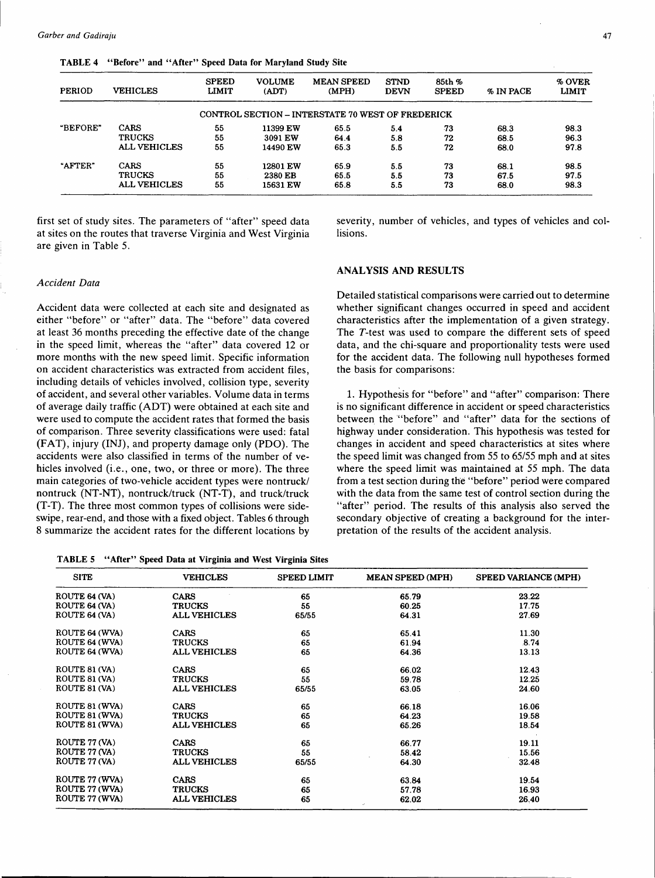TABLE 4 "Before" and "After" Speed Data for Maryland Study Site

| PERIOD | VEHICLES | SPEED LIMIT | VOLUME (ADT) | MEAN SPEED (MPH) | STND DEVN | 85th % SPEED | % IN PACE | % OVER LIMIT |
|---|---|---|---|---|---|---|---|---|
| | | CONTROL SECTION – INTERSTATE 70 WEST OF FREDERICK | | | | | | |
| "BEFORE" | CARS | 55 | 11399 EW | 65.5 | 5.4 | 73 | 68.3 | 98.3 |
| | TRUCKS | 55 | 3091 EW | 64.4 | 5.8 | 72 | 68.5 | 96.3 |
| | ALL VEHICLES | 55 | 14490 EW | 65.3 | 5.5 | 72 | 68.0 | 97.8 |
| "AFTER" | CARS | 55 | 12801 EW | 65.9 | 5.5 | 73 | 68.1 | 98.5 |
| | TRUCKS | 55 | 2380 EB | 65.5 | 5.5 | 73 | 67.5 | 97.5 |
| | ALL VEHICLES | 55 | 15631 EW | 65.8 | 5.5 | 73 | 68.0 | 98.3 |

first set of study sites. The parameters of "after" speed data at sites on the routes that traverse Virginia and West Virginia are given in Table 5.

### *Accident Data*

Accident data were collected at each site and designated as either "before" or "after" data. The "before" data covered at least 36 months preceding the effective date of the change in the speed limit, whereas the "after" data covered 12 or more months with the new speed limit. Specific information on accident characteristics was extracted from accident files, including details of vehicles involved, collision type, severity of accident, and several other variables. Volume data in terms of average daily traffic (ADT) were obtained at each site and were used to compute the accident rates that formed the basis of comparison. Three severity classifications were used: fatal (FAT), injury (INJ), and property damage only (PDO). The accidents were also classified in terms of the number of vehicles involved (i.e., one, two, or three or more). The three main categories of two-vehicle accident types were nontruck/nontruck (NT-NT), nontruck/truck (NT-T), and truck/truck (T-T). The three most common types of collisions were sideswipe, rear-end, and those with a fixed object. Tables 6 through 8 summarize the accident rates for the different locations by severity, number of vehicles, and types of vehicles and collisions.

## ANALYSIS AND RESULTS

Detailed statistical comparisons were carried out to determine whether significant changes occurred in speed and accident characteristics after the implementation of a given strategy. The *T*-test was used to compare the different sets of speed data, and the chi-square and proportionality tests were used for the accident data. The following null hypotheses formed the basis for comparisons:

1. Hypothesis for "before" and "after" comparison: There is no significant difference in accident or speed characteristics between the "before" and "after" data for the sections of highway under consideration. This hypothesis was tested for changes in accident and speed characteristics at sites where the speed limit was changed from 55 to 65/55 mph and at sites where the speed limit was maintained at 55 mph. The data from a test section during the "before" period were compared with the data from the same test of control section during the "after" period. The results of this analysis also served the secondary objective of creating a background for the interpretation of the results of the accident analysis.

TABLE 5 "After" Speed Data at Virginia and West Virginia Sites

| SITE | VEHICLES | SPEED LIMIT | MEAN SPEED (MPH) | SPEED VARIANCE (MPH) |
|---|---|---|---|---|
| ROUTE 64 (VA) | CARS | 65 | 65.79 | 23.22 |
| ROUTE 64 (VA) | TRUCKS | 55 | 60.25 | 17.75 |
| ROUTE 64 (VA) | ALL VEHICLES | 65/55 | 64.31 | 27.69 |
| ROUTE 64 (WVA) | CARS | 65 | 65.41 | 11.30 |
| ROUTE 64 (WVA) | TRUCKS | 65 | 61.94 | 8.74 |
| ROUTE 64 (WVA) | ALL VEHICLES | 65 | 64.36 | 13.13 |
| ROUTE 81 (VA) | CARS | 65 | 66.02 | 12.43 |
| ROUTE 81 (VA) | TRUCKS | 55 | 59.78 | 12.25 |
| ROUTE 81 (VA) | ALL VEHICLES | 65/55 | 63.05 | 24.60 |
| ROUTE 81 (WVA) | CARS | 65 | 66.18 | 16.06 |
| ROUTE 81 (WVA) | TRUCKS | 65 | 64.23 | 19.58 |
| ROUTE 81 (WVA) | ALL VEHICLES | 65 | 65.26 | 18.54 |
| ROUTE 77 (VA) | CARS | 65 | 66.77 | 19.11 |
| ROUTE 77 (VA) | TRUCKS | 55 | 58.42 | 15.56 |
| ROUTE 77 (VA) | ALL VEHICLES | 65/55 | 64.30 | 32.48 |
| ROUTE 77 (WVA) | CARS | 65 | 63.84 | 19.54 |
| ROUTE 77 (WVA) | TRUCKS | 65 | 57.78 | 16.93 |
| ROUTE 77 (WVA) | ALL VEHICLES | 65 | 62.02 | 26.40 |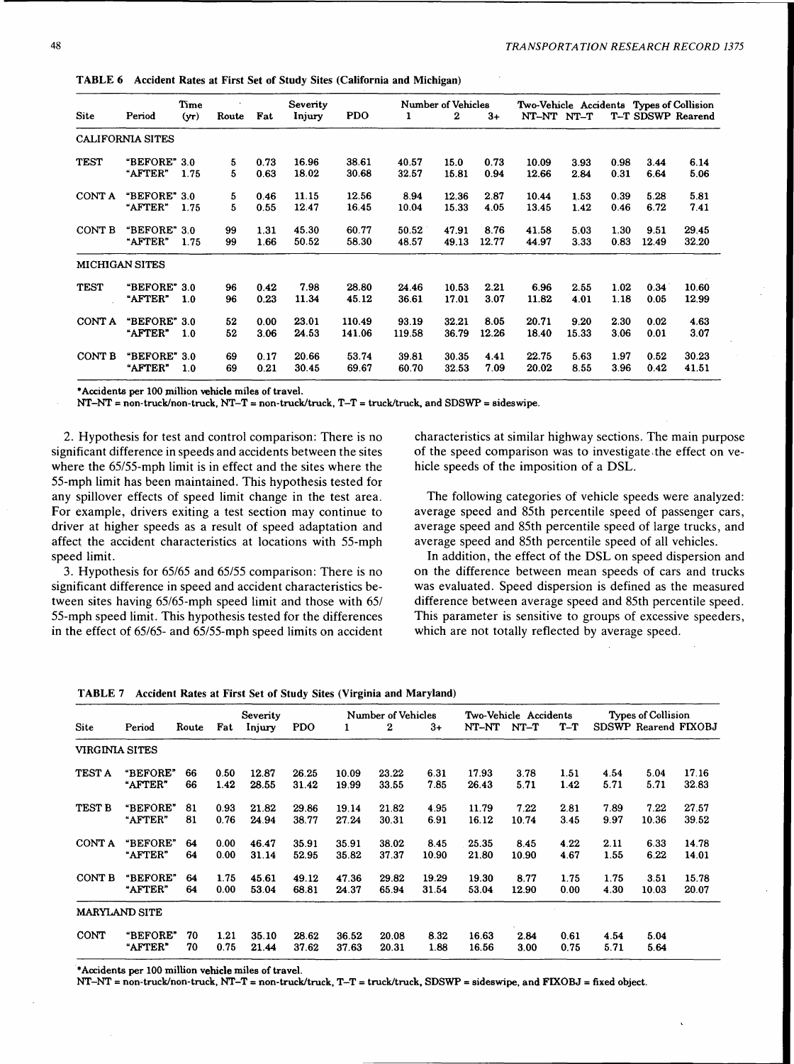TABLE 6 Accident Rates at First Set of Study Sites (California and Michigan)

| Site | Period | Time (yr) | Route | Fat | Severity Injury | PDO | Number of Vehicles 1 | 2 | 3+ | Two-Vehicle Accidents NT–NT | NT–T | T–T | Types of Collision SDSWP | Rearend |
|---|---|---|---|---|---|---|---|---|---|---|---|---|---|---|
| CALIFORNIA SITES | | | | | | | | | | | | | | |
| TEST | "BEFORE" | 3.0 | 5 | 0.73 | 16.96 | 38.61 | 40.57 | 15.0 | 0.73 | 10.09 | 3.93 | 0.98 | 3.44 | 6.14 |
| | "AFTER" | 1.75 | 5 | 0.63 | 18.02 | 30.68 | 32.57 | 15.81 | 0.94 | 12.66 | 2.84 | 0.31 | 6.64 | 5.06 |
| CONT A | "BEFORE" | 3.0 | 5 | 0.46 | 11.15 | 12.56 | 8.94 | 12.36 | 2.87 | 10.44 | 1.53 | 0.39 | 5.28 | 5.81 |
| | "AFTER" | 1.75 | 5 | 0.55 | 12.47 | 16.45 | 10.04 | 15.33 | 4.05 | 13.45 | 1.42 | 0.46 | 6.72 | 7.41 |
| CONT B | "BEFORE" | 3.0 | 99 | 1.31 | 45.30 | 60.77 | 50.52 | 47.91 | 8.76 | 41.58 | 5.03 | 1.30 | 9.51 | 29.45 |
| | "AFTER" | 1.75 | 99 | 1.66 | 50.52 | 58.30 | 48.57 | 49.13 | 12.77 | 44.97 | 3.33 | 0.83 | 12.49 | 32.20 |
| MICHIGAN SITES | | | | | | | | | | | | | | |
| TEST | "BEFORE" | 3.0 | 96 | 0.42 | 7.98 | 28.80 | 24.46 | 10.53 | 2.21 | 6.96 | 2.55 | 1.02 | 0.34 | 10.60 |
| | "AFTER" | 1.0 | 96 | 0.23 | 11.34 | 45.12 | 36.61 | 17.01 | 3.07 | 11.82 | 4.01 | 1.18 | 0.05 | 12.99 |
| CONT A | "BEFORE" | 3.0 | 52 | 0.00 | 23.01 | 110.49 | 93.19 | 32.21 | 8.05 | 20.71 | 9.20 | 2.30 | 0.02 | 4.63 |
| | "AFTER" | 1.0 | 52 | 3.06 | 24.53 | 141.06 | 119.58 | 36.79 | 12.26 | 18.40 | 15.33 | 3.06 | 0.01 | 3.07 |
| CONT B | "BEFORE" | 3.0 | 69 | 0.17 | 20.66 | 53.74 | 39.81 | 30.35 | 4.41 | 22.75 | 5.63 | 1.97 | 0.52 | 30.23 |
| | "AFTER" | 1.0 | 69 | 0.21 | 30.45 | 69.67 | 60.70 | 32.53 | 7.09 | 20.02 | 8.55 | 3.96 | 0.42 | 41.51 |

*Accidents per 100 million vehicle miles of travel.
NT–NT = non-truck/non-truck, NT–T = non-truck/truck, T–T = truck/truck, and SDSWP = sideswipe.

2. Hypothesis for test and control comparison: There is no significant difference in speeds and accidents between the sites where the 65/55-mph limit is in effect and the sites where the 55-mph limit has been maintained. This hypothesis tested for any spillover effects of speed limit change in the test area. For example, drivers exiting a test section may continue to driver at higher speeds as a result of speed adaptation and affect the accident characteristics at locations with 55-mph speed limit.

3. Hypothesis for 65/65 and 65/55 comparison: There is no significant difference in speed and accident characteristics between sites having 65/65-mph speed limit and those with 65/55-mph speed limit. This hypothesis tested for the differences in the effect of 65/65- and 65/55-mph speed limits on accident characteristics at similar highway sections. The main purpose of the speed comparison was to investigate the effect on vehicle speeds of the imposition of a DSL.

The following categories of vehicle speeds were analyzed: average speed and 85th percentile speed of passenger cars, average speed and 85th percentile speed of large trucks, and average speed and 85th percentile speed of all vehicles.

In addition, the effect of the DSL on speed dispersion and on the difference between mean speeds of cars and trucks was evaluated. Speed dispersion is defined as the measured difference between average speed and 85th percentile speed. This parameter is sensitive to groups of excessive speeders, which are not totally reflected by average speed.

TABLE 7 Accident Rates at First Set of Study Sites (Virginia and Maryland)

| Site | Period | Route | Fat | Severity Injury | PDO | Number of Vehicles 1 | 2 | 3+ | Two-Vehicle Accidents NT–NT | NT–T | T–T | Types of Collision SDSWP | Rearend | FIXOBJ |
|---|---|---|---|---|---|---|---|---|---|---|---|---|---|---|
| VIRGINIA SITES | | | | | | | | | | | | | | |
| TEST A | "BEFORE" | 66 | 0.50 | 12.87 | 26.25 | 10.09 | 23.22 | 6.31 | 17.93 | 3.78 | 1.51 | 4.54 | 5.04 | 17.16 |
| | "AFTER" | 66 | 1.42 | 28.55 | 31.42 | 19.99 | 33.55 | 7.85 | 26.43 | 5.71 | 1.42 | 5.71 | 5.71 | 32.83 |
| TEST B | "BEFORE" | 81 | 0.93 | 21.82 | 29.86 | 19.14 | 21.82 | 4.95 | 11.79 | 7.22 | 2.81 | 7.89 | 7.22 | 27.57 |
| | "AFTER" | 81 | 0.76 | 24.94 | 38.77 | 27.24 | 30.31 | 6.91 | 16.12 | 10.74 | 3.45 | 9.97 | 10.36 | 39.52 |
| CONT A | "BEFORE" | 64 | 0.00 | 46.47 | 35.91 | 35.91 | 38.02 | 8.45 | 25.35 | 8.45 | 4.22 | 2.11 | 6.33 | 14.78 |
| | "AFTER" | 64 | 0.00 | 31.14 | 52.95 | 35.82 | 37.37 | 10.90 | 21.80 | 10.90 | 4.67 | 1.55 | 6.22 | 14.01 |
| CONT B | "BEFORE" | 64 | 1.75 | 45.61 | 49.12 | 47.36 | 29.82 | 19.29 | 19.30 | 8.77 | 1.75 | 1.75 | 3.51 | 15.78 |
| | "AFTER" | 64 | 0.00 | 53.04 | 68.81 | 24.37 | 65.94 | 31.54 | 53.04 | 12.90 | 0.00 | 4.30 | 10.03 | 20.07 |
| MARYLAND SITE | | | | | | | | | | | | | | |
| CONT | "BEFORE" | 70 | 1.21 | 35.10 | 28.62 | 36.52 | 20.08 | 8.32 | 16.63 | 2.84 | 0.61 | 4.54 | 5.04 | |
| | "AFTER" | 70 | 0.75 | 21.44 | 37.62 | 37.63 | 20.31 | 1.88 | 16.56 | 3.00 | 0.75 | 5.71 | 5.64 | |

*Accidents per 100 million vehicle miles of travel.
NT–NT = non-truck/non-truck, NT–T = non-truck/truck, T–T = truck/truck, SDSWP = sideswipe, and FIXOBJ = fixed object.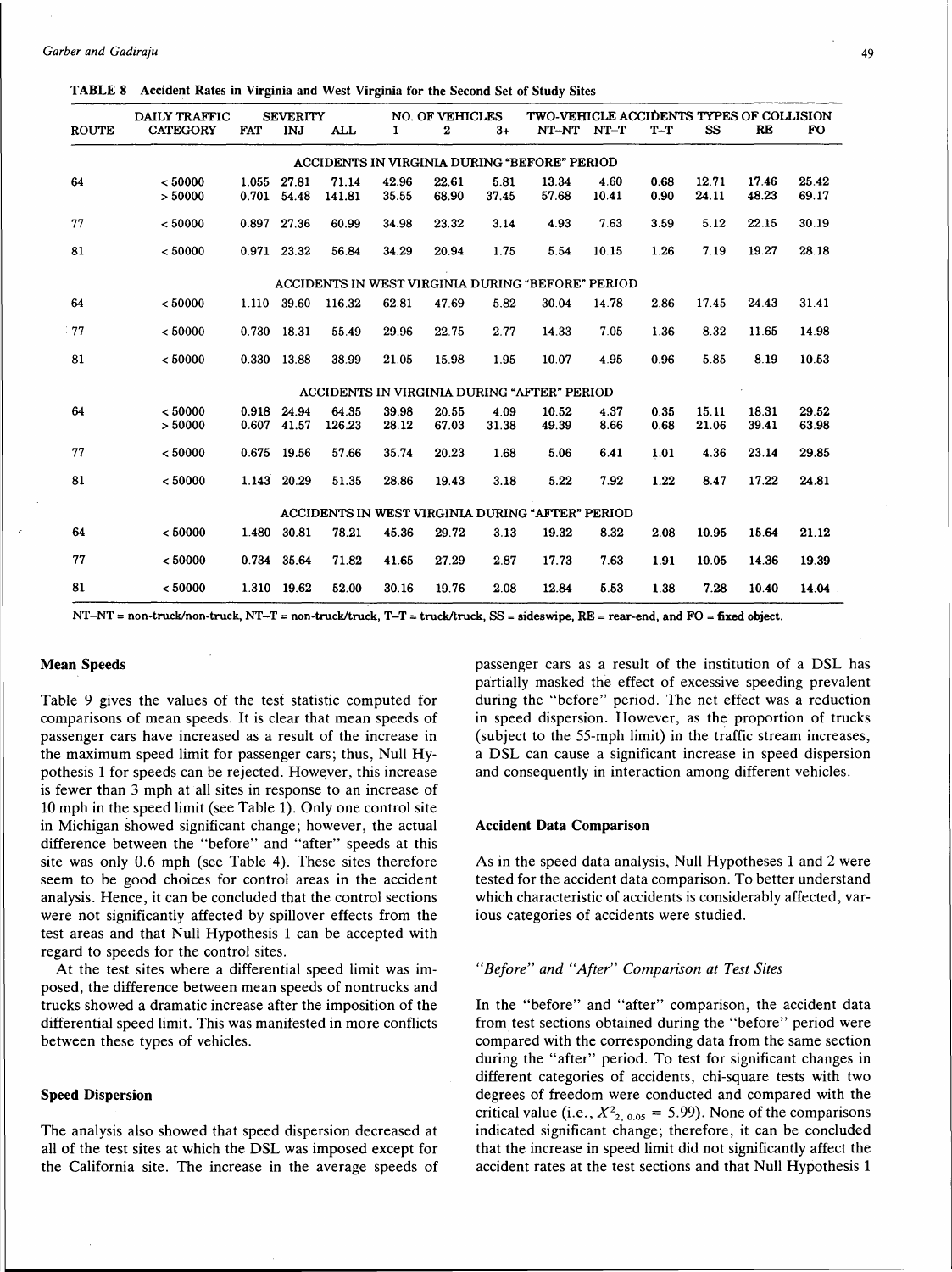**TABLE 8 Accident Rates in Virginia and West Virginia for the Second Set of Study Sites**

| ROUTE | DAILY TRAFFIC CATEGORY | SEVERITY | | | NO. OF VEHICLES | | | TWO-VEHICLE ACCIDENTS | | | TYPES OF COLLISION | | |
|---|---|---|---|---|---|---|---|---|---|---|---|---|---|
| | | FAT | INJ | ALL | 1 | 2 | 3+ | NT–NT | NT–T | T–T | SS | RE | FO |
| | | | | | ACCIDENTS IN VIRGINIA DURING "BEFORE" PERIOD | | | | | | | | |
| 64 | < 50000 | 1.055 | 27.81 | 71.14 | 42.96 | 22.61 | 5.81 | 13.34 | 4.60 | 0.68 | 12.71 | 17.46 | 25.42 |
| | > 50000 | 0.701 | 54.48 | 141.81 | 35.55 | 68.90 | 37.45 | 57.68 | 10.41 | 0.90 | 24.11 | 48.23 | 69.17 |
| 77 | < 50000 | 0.897 | 27.36 | 60.99 | 34.98 | 23.32 | 3.14 | 4.93 | 7.63 | 3.59 | 5.12 | 22.15 | 30.19 |
| 81 | < 50000 | 0.971 | 23.32 | 56.84 | 34.29 | 20.94 | 1.75 | 5.54 | 10.15 | 1.26 | 7.19 | 19.27 | 28.18 |
| | | | | | ACCIDENTS IN WEST VIRGINIA DURING "BEFORE" PERIOD | | | | | | | | |
| 64 | < 50000 | 1.110 | 39.60 | 116.32 | 62.81 | 47.69 | 5.82 | 30.04 | 14.78 | 2.86 | 17.45 | 24.43 | 31.41 |
| 77 | < 50000 | 0.730 | 18.31 | 55.49 | 29.96 | 22.75 | 2.77 | 14.33 | 7.05 | 1.36 | 8.32 | 11.65 | 14.98 |
| 81 | < 50000 | 0.330 | 13.88 | 38.99 | 21.05 | 15.98 | 1.95 | 10.07 | 4.95 | 0.96 | 5.85 | 8.19 | 10.53 |
| | | | | | ACCIDENTS IN VIRGINIA DURING "AFTER" PERIOD | | | | | | | | |
| 64 | < 50000 | 0.918 | 24.94 | 64.35 | 39.98 | 20.55 | 4.09 | 10.52 | 4.37 | 0.35 | 15.11 | 18.31 | 29.52 |
| | > 50000 | 0.607 | 41.57 | 126.23 | 28.12 | 67.03 | 31.38 | 49.39 | 8.66 | 0.68 | 21.06 | 39.41 | 63.98 |
| 77 | < 50000 | 0.675 | 19.56 | 57.66 | 35.74 | 20.23 | 1.68 | 5.06 | 6.41 | 1.01 | 4.36 | 23.14 | 29.85 |
| 81 | < 50000 | 1.143 | 20.29 | 51.35 | 28.86 | 19.43 | 3.18 | 5.22 | 7.92 | 1.22 | 8.47 | 17.22 | 24.81 |
| | | | | | ACCIDENTS IN WEST VIRGINIA DURING "AFTER" PERIOD | | | | | | | | |
| 64 | < 50000 | 1.480 | 30.81 | 78.21 | 45.36 | 29.72 | 3.13 | 19.32 | 8.32 | 2.08 | 10.95 | 15.64 | 21.12 |
| 77 | < 50000 | 0.734 | 35.64 | 71.82 | 41.65 | 27.29 | 2.87 | 17.73 | 7.63 | 1.91 | 10.05 | 14.36 | 19.39 |
| 81 | < 50000 | 1.310 | 19.62 | 52.00 | 30.16 | 19.76 | 2.08 | 12.84 | 5.53 | 1.38 | 7.28 | 10.40 | 14.04 |

NT–NT = non-truck/non-truck, NT–T = non-truck/truck, T–T = truck/truck, SS = sideswipe, RE = rear-end, and FO = fixed object.

### Mean Speeds

Table 9 gives the values of the test statistic computed for comparisons of mean speeds. It is clear that mean speeds of passenger cars have increased as a result of the increase in the maximum speed limit for passenger cars; thus, Null Hypothesis 1 for speeds can be rejected. However, this increase is fewer than 3 mph at all sites in response to an increase of 10 mph in the speed limit (see Table 1). Only one control site in Michigan showed significant change; however, the actual difference between the "before" and "after" speeds at this site was only 0.6 mph (see Table 4). These sites therefore seem to be good choices for control areas in the accident analysis. Hence, it can be concluded that the control sections were not significantly affected by spillover effects from the test areas and that Null Hypothesis 1 can be accepted with regard to speeds for the control sites.

At the test sites where a differential speed limit was imposed, the difference between mean speeds of nontrucks and trucks showed a dramatic increase after the imposition of the differential speed limit. This was manifested in more conflicts between these types of vehicles.

### Speed Dispersion

The analysis also showed that speed dispersion decreased at all of the test sites at which the DSL was imposed except for the California site. The increase in the average speeds of passenger cars as a result of the institution of a DSL has partially masked the effect of excessive speeding prevalent during the "before" period. The net effect was a reduction in speed dispersion. However, as the proportion of trucks (subject to the 55-mph limit) in the traffic stream increases, a DSL can cause a significant increase in speed dispersion and consequently in interaction among different vehicles.

### Accident Data Comparison

As in the speed data analysis, Null Hypotheses 1 and 2 were tested for the accident data comparison. To better understand which characteristic of accidents is considerably affected, various categories of accidents were studied.

#### *"Before" and "After" Comparison at Test Sites*

In the "before" and "after" comparison, the accident data from test sections obtained during the "before" period were compared with the corresponding data from the same section during the "after" period. To test for significant changes in different categories of accidents, chi-square tests with two degrees of freedom were conducted and compared with the critical value (i.e., $X^2_{2,\,0.05} = 5.99$). None of the comparisons indicated significant change; therefore, it can be concluded that the increase in speed limit did not significantly affect the accident rates at the test sections and that Null Hypothesis 1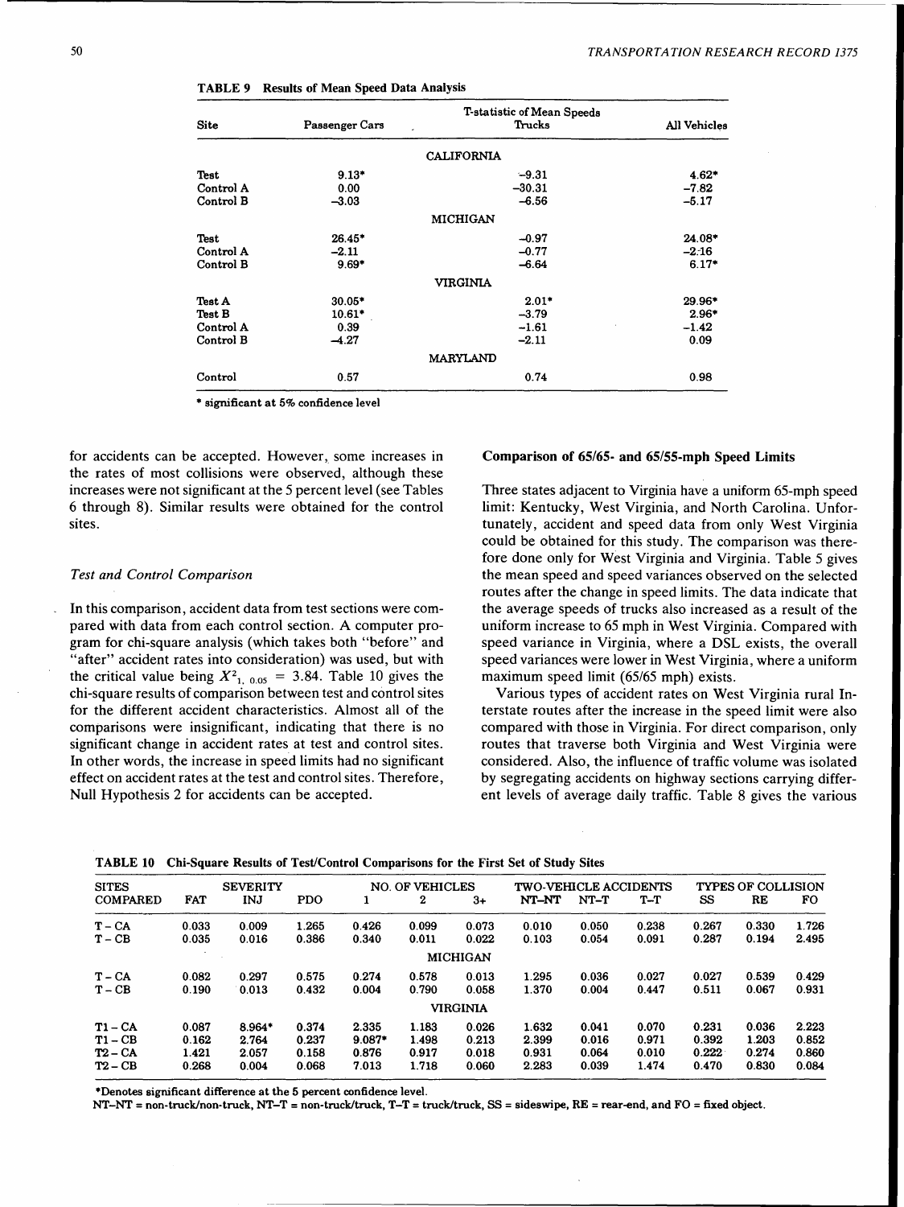TABLE 9 Results of Mean Speed Data Analysis

| Site | T-statistic of Mean Speeds | | |
|---|---|---|---|
| | Passenger Cars | Trucks | All Vehicles |
| | CALIFORNIA | | |
| Test | 9.13* | −9.31 | 4.62* |
| Control A | 0.00 | −30.31 | −7.82 |
| Control B | −3.03 | −6.56 | −5.17 |
| | MICHIGAN | | |
| Test | 26.45* | −0.97 | 24.08* |
| Control A | −2.11 | −0.77 | −2.16 |
| Control B | 9.69* | −6.64 | 6.17* |
| | VIRGINIA | | |
| Test A | 30.05* | 2.01* | 29.96* |
| Test B | 10.61* | −3.79 | 2.96* |
| Control A | 0.39 | −1.61 | −1.42 |
| Control B | −4.27 | −2.11 | 0.09 |
| | MARYLAND | | |
| Control | 0.57 | 0.74 | 0.98 |

\* significant at 5% confidence level

for accidents can be accepted. However, some increases in the rates of most collisions were observed, although these increases were not significant at the 5 percent level (see Tables 6 through 8). Similar results were obtained for the control sites.

### *Test and Control Comparison*

In this comparison, accident data from test sections were compared with data from each control section. A computer program for chi-square analysis (which takes both "before" and "after" accident rates into consideration) was used, but with the critical value being $X^2_{1,\ 0.05} = 3.84$. Table 10 gives the chi-square results of comparison between test and control sites for the different accident characteristics. Almost all of the comparisons were insignificant, indicating that there is no significant change in accident rates at test and control sites. In other words, the increase in speed limits had no significant effect on accident rates at the test and control sites. Therefore, Null Hypothesis 2 for accidents can be accepted.

### Comparison of 65/65- and 65/55-mph Speed Limits

Three states adjacent to Virginia have a uniform 65-mph speed limit: Kentucky, West Virginia, and North Carolina. Unfortunately, accident and speed data from only West Virginia could be obtained for this study. The comparison was therefore done only for West Virginia and Virginia. Table 5 gives the mean speed and speed variances observed on the selected routes after the change in speed limits. The data indicate that the average speeds of trucks also increased as a result of the uniform increase to 65 mph in West Virginia. Compared with speed variance in Virginia, where a DSL exists, the overall speed variances were lower in West Virginia, where a uniform maximum speed limit (65/65 mph) exists.

Various types of accident rates on West Virginia rural Interstate routes after the increase in the speed limit were also compared with those in Virginia. For direct comparison, only routes that traverse both Virginia and West Virginia were considered. Also, the influence of traffic volume was isolated by segregating accidents on highway sections carrying different levels of average daily traffic. Table 8 gives the various

TABLE 10 Chi-Square Results of Test/Control Comparisons for the First Set of Study Sites

| SITES COMPARED | SEVERITY | | | NO. OF VEHICLES | | | TWO-VEHICLE ACCIDENTS | | | TYPES OF COLLISION | | |
|---|---|---|---|---|---|---|---|---|---|---|---|---|
| | FAT | INJ | PDO | 1 | 2 | 3+ | NT–NT | NT–T | T–T | SS | RE | FO |
| T – CA | 0.033 | 0.009 | 1.265 | 0.426 | 0.099 | 0.073 | 0.010 | 0.050 | 0.238 | 0.267 | 0.330 | 1.726 |
| T – CB | 0.035 | 0.016 | 0.386 | 0.340 | 0.011 | 0.022 | 0.103 | 0.054 | 0.091 | 0.287 | 0.194 | 2.495 |
| | | | | | MICHIGAN | | | | | | | |
| T – CA | 0.082 | 0.297 | 0.575 | 0.274 | 0.578 | 0.013 | 1.295 | 0.036 | 0.027 | 0.027 | 0.539 | 0.429 |
| T – CB | 0.190 | 0.013 | 0.432 | 0.004 | 0.790 | 0.058 | 1.370 | 0.004 | 0.447 | 0.511 | 0.067 | 0.931 |
| | | | | | VIRGINIA | | | | | | | |
| T1 – CA | 0.087 | 8.964* | 0.374 | 2.335 | 1.183 | 0.026 | 1.632 | 0.041 | 0.070 | 0.231 | 0.036 | 2.223 |
| T1 – CB | 0.162 | 2.764 | 0.237 | 9.087* | 1.498 | 0.213 | 2.399 | 0.016 | 0.971 | 0.392 | 1.203 | 0.852 |
| T2 – CA | 1.421 | 2.057 | 0.158 | 0.876 | 0.917 | 0.018 | 0.931 | 0.064 | 0.010 | 0.222 | 0.274 | 0.860 |
| T2 – CB | 0.268 | 0.004 | 0.068 | 7.013 | 1.718 | 0.060 | 2.283 | 0.039 | 1.474 | 0.470 | 0.830 | 0.084 |

*Denotes significant difference at the 5 percent confidence level.
NT–NT = non-truck/non-truck, NT–T = non-truck/truck, T–T = truck/truck, SS = sideswipe, RE = rear-end, and FO = fixed object.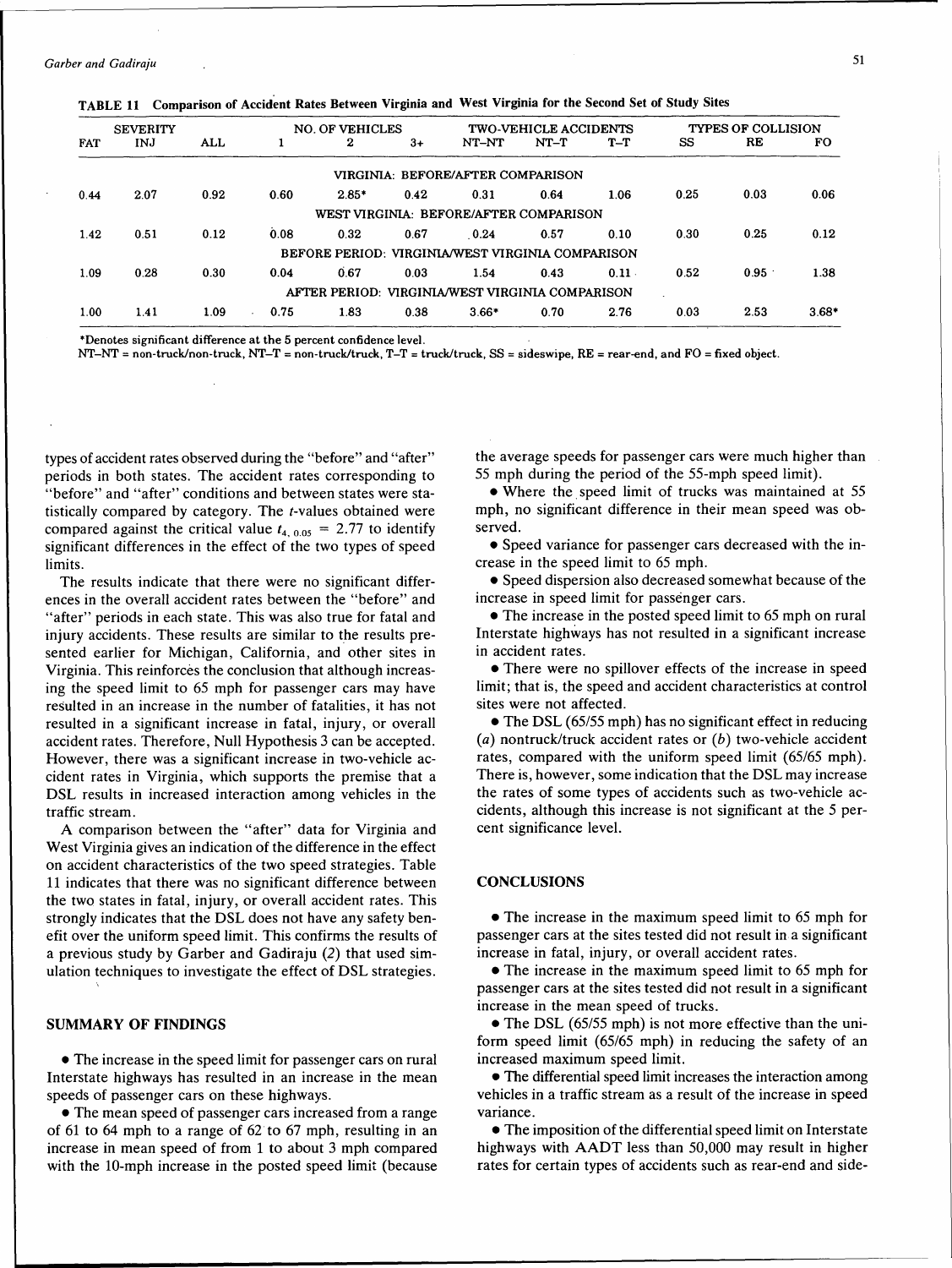**TABLE 11 Comparison of Accident Rates Between Virginia and West Virginia for the Second Set of Study Sites**

| SEVERITY | | | NO. OF VEHICLES | | | TWO-VEHICLE ACCIDENTS | | | TYPES OF COLLISION | | |
|---|---|---|---|---|---|---|---|---|---|---|---|
| FAT | INJ | ALL | 1 | 2 | 3+ | NT–NT | NT–T | T–T | SS | RE | FO |
| VIRGINIA: BEFORE/AFTER COMPARISON | | | | | | | | | | | |
| 0.44 | 2.07 | 0.92 | 0.60 | 2.85* | 0.42 | 0.31 | 0.64 | 1.06 | 0.25 | 0.03 | 0.06 |
| WEST VIRGINIA: BEFORE/AFTER COMPARISON | | | | | | | | | | | |
| 1.42 | 0.51 | 0.12 | 0.08 | 0.32 | 0.67 | 0.24 | 0.57 | 0.10 | 0.30 | 0.25 | 0.12 |
| BEFORE PERIOD: VIRGINIA/WEST VIRGINIA COMPARISON | | | | | | | | | | | |
| 1.09 | 0.28 | 0.30 | 0.04 | 0.67 | 0.03 | 1.54 | 0.43 | 0.11 | 0.52 | 0.95 | 1.38 |
| AFTER PERIOD: VIRGINIA/WEST VIRGINIA COMPARISON | | | | | | | | | | | |
| 1.00 | 1.41 | 1.09 | 0.75 | 1.83 | 0.38 | 3.66* | 0.70 | 2.76 | 0.03 | 2.53 | 3.68* |

*Denotes significant difference at the 5 percent confidence level.
NT–NT = non-truck/non-truck, NT–T = non-truck/truck, T–T = truck/truck, SS = sideswipe, RE = rear-end, and FO = fixed object.

types of accident rates observed during the "before" and "after" periods in both states. The accident rates corresponding to "before" and "after" conditions and between states were statistically compared by category. The *t*-values obtained were compared against the critical value $t_{4,\,0.05} = 2.77$ to identify significant differences in the effect of the two types of speed limits.

The results indicate that there were no significant differences in the overall accident rates between the "before" and "after" periods in each state. This was also true for fatal and injury accidents. These results are similar to the results presented earlier for Michigan, California, and other sites in Virginia. This reinforces the conclusion that although increasing the speed limit to 65 mph for passenger cars may have resulted in an increase in the number of fatalities, it has not resulted in a significant increase in fatal, injury, or overall accident rates. Therefore, Null Hypothesis 3 can be accepted. However, there was a significant increase in two-vehicle accident rates in Virginia, which supports the premise that a DSL results in increased interaction among vehicles in the traffic stream.

A comparison between the "after" data for Virginia and West Virginia gives an indication of the difference in the effect on accident characteristics of the two speed strategies. Table 11 indicates that there was no significant difference between the two states in fatal, injury, or overall accident rates. This strongly indicates that the DSL does not have any safety benefit over the uniform speed limit. This confirms the results of a previous study by Garber and Gadiraju (2) that used simulation techniques to investigate the effect of DSL strategies.

## SUMMARY OF FINDINGS

- The increase in the speed limit for passenger cars on rural Interstate highways has resulted in an increase in the mean speeds of passenger cars on these highways.
- The mean speed of passenger cars increased from a range of 61 to 64 mph to a range of 62 to 67 mph, resulting in an increase in mean speed of from 1 to about 3 mph compared with the 10-mph increase in the posted speed limit (because the average speeds for passenger cars were much higher than 55 mph during the period of the 55-mph speed limit).
- Where the speed limit of trucks was maintained at 55 mph, no significant difference in their mean speed was observed.
- Speed variance for passenger cars decreased with the increase in the speed limit to 65 mph.
- Speed dispersion also decreased somewhat because of the increase in speed limit for passenger cars.
- The increase in the posted speed limit to 65 mph on rural Interstate highways has not resulted in a significant increase in accident rates.
- There were no spillover effects of the increase in speed limit; that is, the speed and accident characteristics at control sites were not affected.
- The DSL (65/55 mph) has no significant effect in reducing (*a*) nontruck/truck accident rates or (*b*) two-vehicle accident rates, compared with the uniform speed limit (65/65 mph). There is, however, some indication that the DSL may increase the rates of some types of accidents such as two-vehicle accidents, although this increase is not significant at the 5 percent significance level.

## CONCLUSIONS

- The increase in the maximum speed limit to 65 mph for passenger cars at the sites tested did not result in a significant increase in fatal, injury, or overall accident rates.
- The increase in the maximum speed limit to 65 mph for passenger cars at the sites tested did not result in a significant increase in the mean speed of trucks.
- The DSL (65/55 mph) is not more effective than the uniform speed limit (65/65 mph) in reducing the safety of an increased maximum speed limit.
- The differential speed limit increases the interaction among vehicles in a traffic stream as a result of the increase in speed variance.
- The imposition of the differential speed limit on Interstate highways with AADT less than 50,000 may result in higher rates for certain types of accidents such as rear-end and side-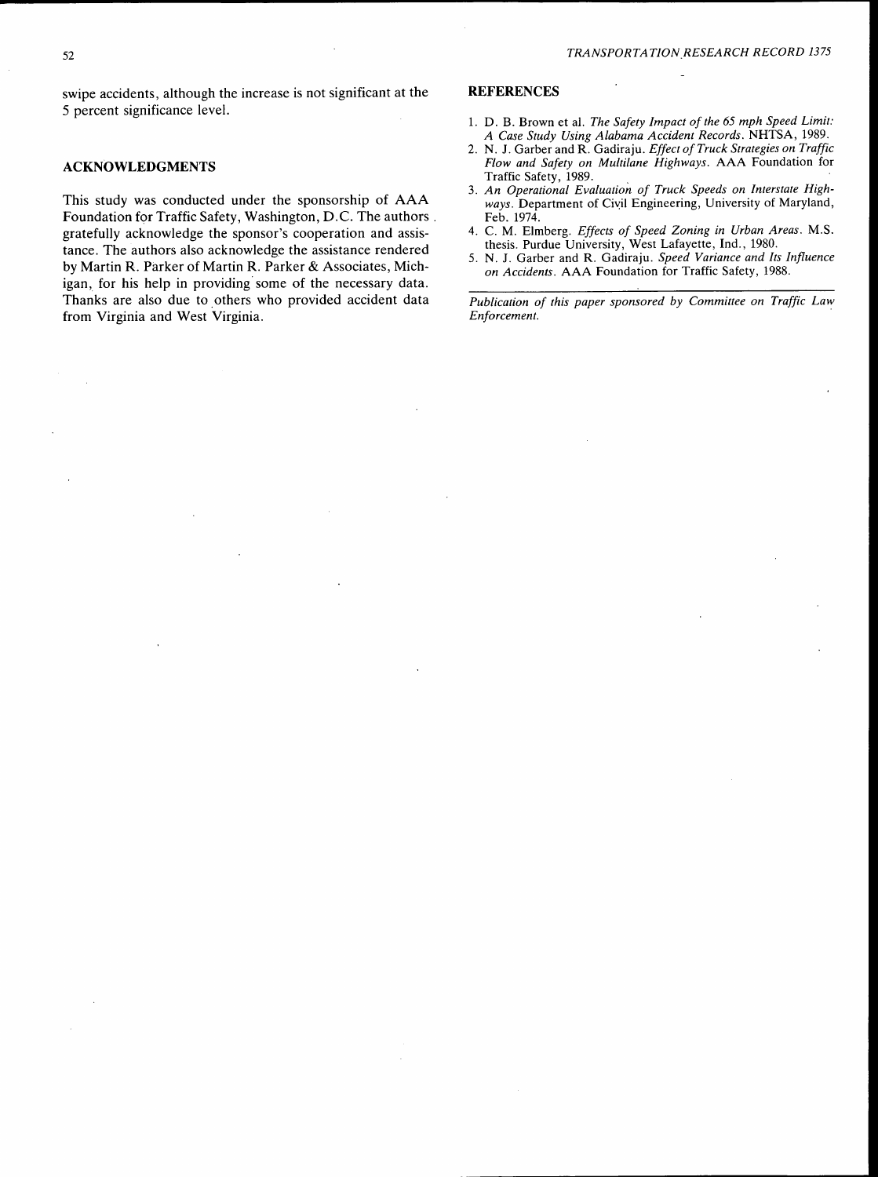swipe accidents, although the increase is not significant at the 5 percent significance level.

## ACKNOWLEDGMENTS

This study was conducted under the sponsorship of AAA Foundation for Traffic Safety, Washington, D.C. The authors gratefully acknowledge the sponsor's cooperation and assistance. The authors also acknowledge the assistance rendered by Martin R. Parker of Martin R. Parker & Associates, Michigan, for his help in providing some of the necessary data. Thanks are also due to others who provided accident data from Virginia and West Virginia.

## REFERENCES

1. D. B. Brown et al. *The Safety Impact of the 65 mph Speed Limit: A Case Study Using Alabama Accident Records*. NHTSA, 1989.
2. N. J. Garber and R. Gadiraju. *Effect of Truck Strategies on Traffic Flow and Safety on Multilane Highways*. AAA Foundation for Traffic Safety, 1989.
3. *An Operational Evaluation of Truck Speeds on Interstate Highways*. Department of Civil Engineering, University of Maryland, Feb. 1974.
4. C. M. Elmberg. *Effects of Speed Zoning in Urban Areas*. M.S. thesis. Purdue University, West Lafayette, Ind., 1980.
5. N. J. Garber and R. Gadiraju. *Speed Variance and Its Influence on Accidents*. AAA Foundation for Traffic Safety, 1988.

*Publication of this paper sponsored by Committee on Traffic Law Enforcement.*